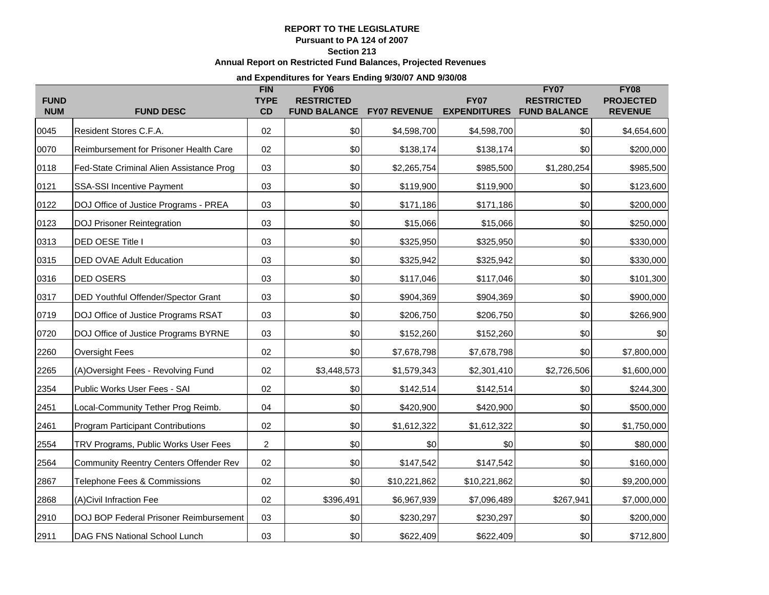**REPORT TO THE LEGISLATURE**
**Pursuant to PA 124 of 2007**
**Section 213**
**Annual Report on Restricted Fund Balances, Projected Revenues**
**and Expenditures for Years Ending 9/30/07 AND 9/30/08**

| FUND NUM | FUND DESC | FIN TYPE CD | FY06 RESTRICTED FUND BALANCE | FY07 REVENUE | FY07 EXPENDITURES | FY07 RESTRICTED FUND BALANCE | FY08 PROJECTED REVENUE |
|---|---|---|---|---|---|---|---|
| 0045 | Resident Stores C.F.A. | 02 | $0 | $4,598,700 | $4,598,700 | $0 | $4,654,600 |
| 0070 | Reimbursement for Prisoner Health Care | 02 | $0 | $138,174 | $138,174 | $0 | $200,000 |
| 0118 | Fed-State Criminal Alien Assistance Prog | 03 | $0 | $2,265,754 | $985,500 | $1,280,254 | $985,500 |
| 0121 | SSA-SSI Incentive Payment | 03 | $0 | $119,900 | $119,900 | $0 | $123,600 |
| 0122 | DOJ Office of Justice Programs - PREA | 03 | $0 | $171,186 | $171,186 | $0 | $200,000 |
| 0123 | DOJ Prisoner Reintegration | 03 | $0 | $15,066 | $15,066 | $0 | $250,000 |
| 0313 | DED OESE Title I | 03 | $0 | $325,950 | $325,950 | $0 | $330,000 |
| 0315 | DED OVAE Adult Education | 03 | $0 | $325,942 | $325,942 | $0 | $330,000 |
| 0316 | DED OSERS | 03 | $0 | $117,046 | $117,046 | $0 | $101,300 |
| 0317 | DED Youthful Offender/Spector Grant | 03 | $0 | $904,369 | $904,369 | $0 | $900,000 |
| 0719 | DOJ Office of Justice Programs RSAT | 03 | $0 | $206,750 | $206,750 | $0 | $266,900 |
| 0720 | DOJ Office of Justice Programs BYRNE | 03 | $0 | $152,260 | $152,260 | $0 | $0 |
| 2260 | Oversight Fees | 02 | $0 | $7,678,798 | $7,678,798 | $0 | $7,800,000 |
| 2265 | (A)Oversight Fees - Revolving Fund | 02 | $3,448,573 | $1,579,343 | $2,301,410 | $2,726,506 | $1,600,000 |
| 2354 | Public Works User Fees - SAI | 02 | $0 | $142,514 | $142,514 | $0 | $244,300 |
| 2451 | Local-Community Tether Prog Reimb. | 04 | $0 | $420,900 | $420,900 | $0 | $500,000 |
| 2461 | Program Participant Contributions | 02 | $0 | $1,612,322 | $1,612,322 | $0 | $1,750,000 |
| 2554 | TRV Programs, Public Works User Fees | 2 | $0 | $0 | $0 | $0 | $80,000 |
| 2564 | Community Reentry Centers Offender Rev | 02 | $0 | $147,542 | $147,542 | $0 | $160,000 |
| 2867 | Telephone Fees & Commissions | 02 | $0 | $10,221,862 | $10,221,862 | $0 | $9,200,000 |
| 2868 | (A)Civil Infraction Fee | 02 | $396,491 | $6,967,939 | $7,096,489 | $267,941 | $7,000,000 |
| 2910 | DOJ BOP Federal Prisoner Reimbursement | 03 | $0 | $230,297 | $230,297 | $0 | $200,000 |
| 2911 | DAG FNS National School Lunch | 03 | $0 | $622,409 | $622,409 | $0 | $712,800 |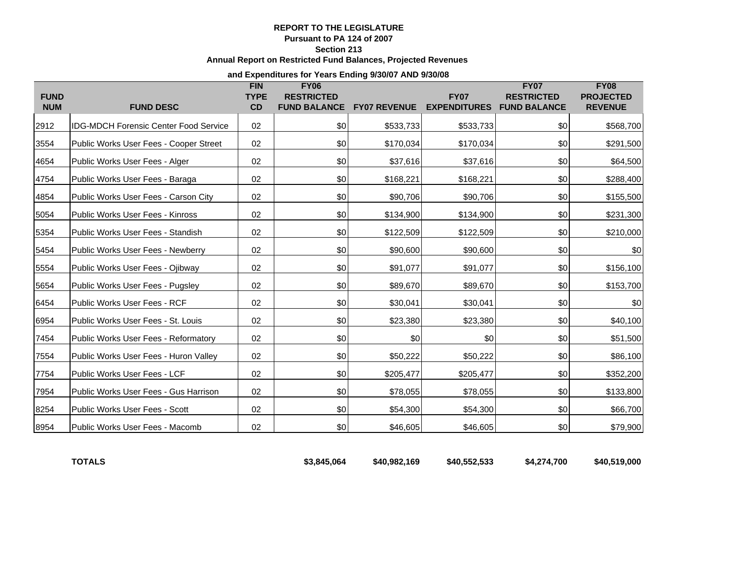**REPORT TO THE LEGISLATURE**
**Pursuant to PA 124 of 2007**
**Section 213**
**Annual Report on Restricted Fund Balances, Projected Revenues**
**and Expenditures for Years Ending 9/30/07 AND 9/30/08**

| FUND NUM | FUND DESC | FIN TYPE CD | FY06 RESTRICTED FUND BALANCE | FY07 REVENUE | FY07 EXPENDITURES | FY07 RESTRICTED FUND BALANCE | FY08 PROJECTED REVENUE |
|---|---|---|---|---|---|---|---|
| 2912 | IDG-MDCH Forensic Center Food Service | 02 | $0 | $533,733 | $533,733 | $0 | $568,700 |
| 3554 | Public Works User Fees - Cooper Street | 02 | $0 | $170,034 | $170,034 | $0 | $291,500 |
| 4654 | Public Works User Fees - Alger | 02 | $0 | $37,616 | $37,616 | $0 | $64,500 |
| 4754 | Public Works User Fees - Baraga | 02 | $0 | $168,221 | $168,221 | $0 | $288,400 |
| 4854 | Public Works User Fees - Carson City | 02 | $0 | $90,706 | $90,706 | $0 | $155,500 |
| 5054 | Public Works User Fees - Kinross | 02 | $0 | $134,900 | $134,900 | $0 | $231,300 |
| 5354 | Public Works User Fees - Standish | 02 | $0 | $122,509 | $122,509 | $0 | $210,000 |
| 5454 | Public Works User Fees - Newberry | 02 | $0 | $90,600 | $90,600 | $0 | $0 |
| 5554 | Public Works User Fees - Ojibway | 02 | $0 | $91,077 | $91,077 | $0 | $156,100 |
| 5654 | Public Works User Fees - Pugsley | 02 | $0 | $89,670 | $89,670 | $0 | $153,700 |
| 6454 | Public Works User Fees - RCF | 02 | $0 | $30,041 | $30,041 | $0 | $0 |
| 6954 | Public Works User Fees - St. Louis | 02 | $0 | $23,380 | $23,380 | $0 | $40,100 |
| 7454 | Public Works User Fees - Reformatory | 02 | $0 | $0 | $0 | $0 | $51,500 |
| 7554 | Public Works User Fees - Huron Valley | 02 | $0 | $50,222 | $50,222 | $0 | $86,100 |
| 7754 | Public Works User Fees - LCF | 02 | $0 | $205,477 | $205,477 | $0 | $352,200 |
| 7954 | Public Works User Fees - Gus Harrison | 02 | $0 | $78,055 | $78,055 | $0 | $133,800 |
| 8254 | Public Works User Fees - Scott | 02 | $0 | $54,300 | $54,300 | $0 | $66,700 |
| 8954 | Public Works User Fees - Macomb | 02 | $0 | $46,605 | $46,605 | $0 | $79,900 |
| | **TOTALS** | | **$3,845,064** | **$40,982,169** | **$40,552,533** | **$4,274,700** | **$40,519,000** |